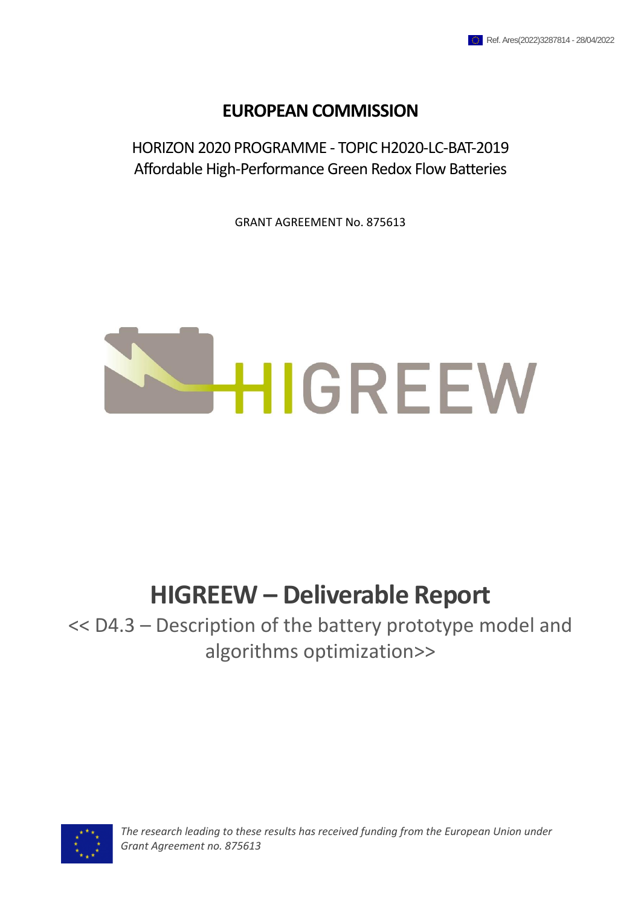Ref. Ares(2022)3287814 - 28/04/2022

# EUROPEAN COMMISSION

HORIZON 2020 PROGRAMME - TOPIC H2020-LC-BAT-2019
Affordable High-Performance Green Redox Flow Batteries

GRANT AGREEMENT No. 875613

HIGREEW

# HIGREEW – Deliverable Report

<< D4.3 – Description of the battery prototype model and algorithms optimization>>

*The research leading to these results has received funding from the European Union under Grant Agreement no. 875613*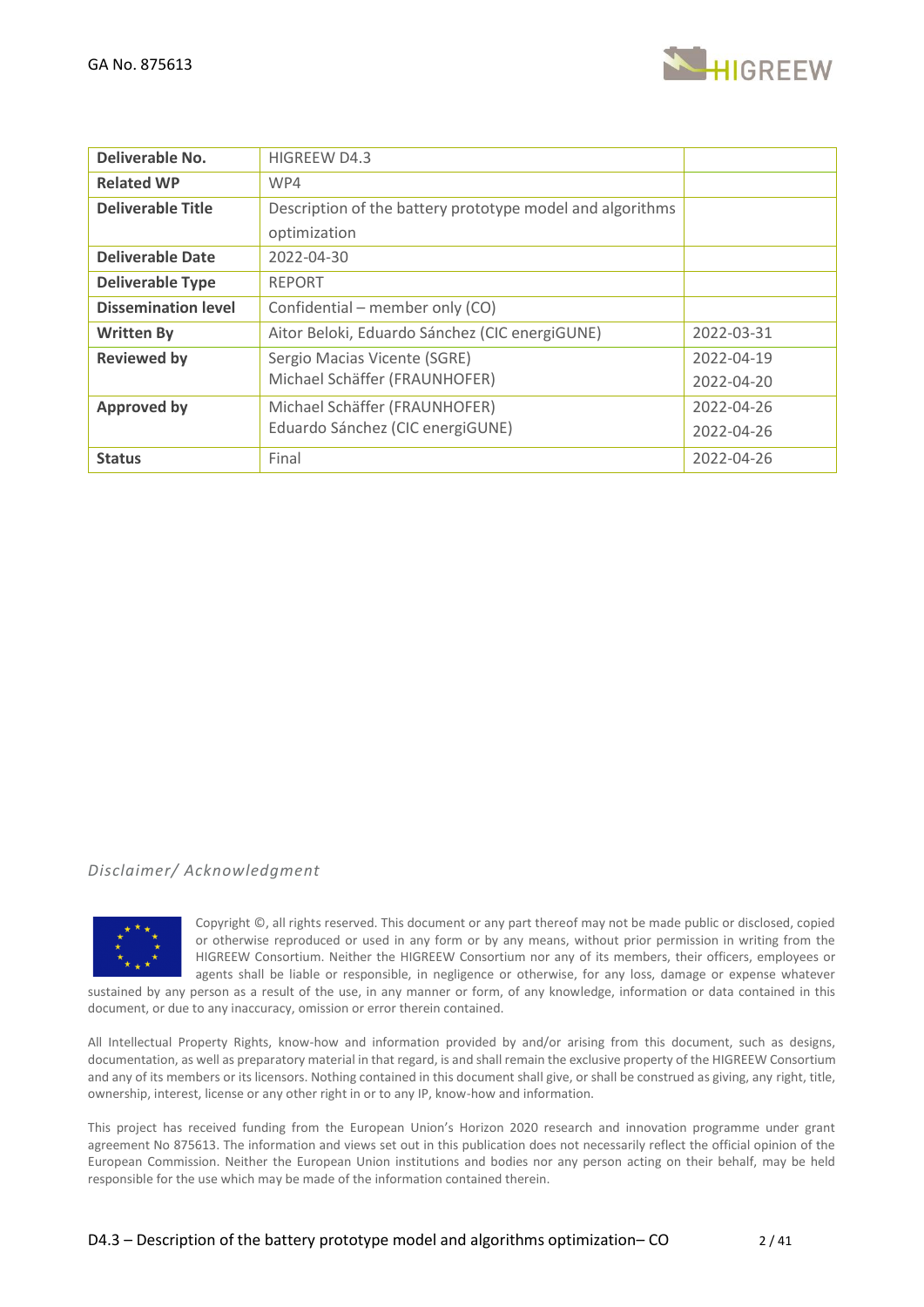| Deliverable No. | HIGREEW D4.3 | |
|---|---|---|
| **Related WP** | WP4 | |
| **Deliverable Title** | Description of the battery prototype model and algorithms optimization | |
| **Deliverable Date** | 2022-04-30 | |
| **Deliverable Type** | REPORT | |
| **Dissemination level** | Confidential – member only (CO) | |
| **Written By** | Aitor Beloki, Eduardo Sánchez (CIC energiGUNE) | 2022-03-31 |
| **Reviewed by** | Sergio Macias Vicente (SGRE)<br>Michael Schäffer (FRAUNHOFER) | 2022-04-19<br>2022-04-20 |
| **Approved by** | Michael Schäffer (FRAUNHOFER)<br>Eduardo Sánchez (CIC energiGUNE) | 2022-04-26<br>2022-04-26 |
| **Status** | Final | 2022-04-26 |

*Disclaimer/ Acknowledgment*

Copyright ©, all rights reserved. This document or any part thereof may not be made public or disclosed, copied or otherwise reproduced or used in any form or by any means, without prior permission in writing from the HIGREEW Consortium. Neither the HIGREEW Consortium nor any of its members, their officers, employees or agents shall be liable or responsible, in negligence or otherwise, for any loss, damage or expense whatever sustained by any person as a result of the use, in any manner or form, of any knowledge, information or data contained in this document, or due to any inaccuracy, omission or error therein contained.

All Intellectual Property Rights, know-how and information provided by and/or arising from this document, such as designs, documentation, as well as preparatory material in that regard, is and shall remain the exclusive property of the HIGREEW Consortium and any of its members or its licensors. Nothing contained in this document shall give, or shall be construed as giving, any right, title, ownership, interest, license or any other right in or to any IP, know-how and information.

This project has received funding from the European Union's Horizon 2020 research and innovation programme under grant agreement No 875613. The information and views set out in this publication does not necessarily reflect the official opinion of the European Commission. Neither the European Union institutions and bodies nor any person acting on their behalf, may be held responsible for the use which may be made of the information contained therein.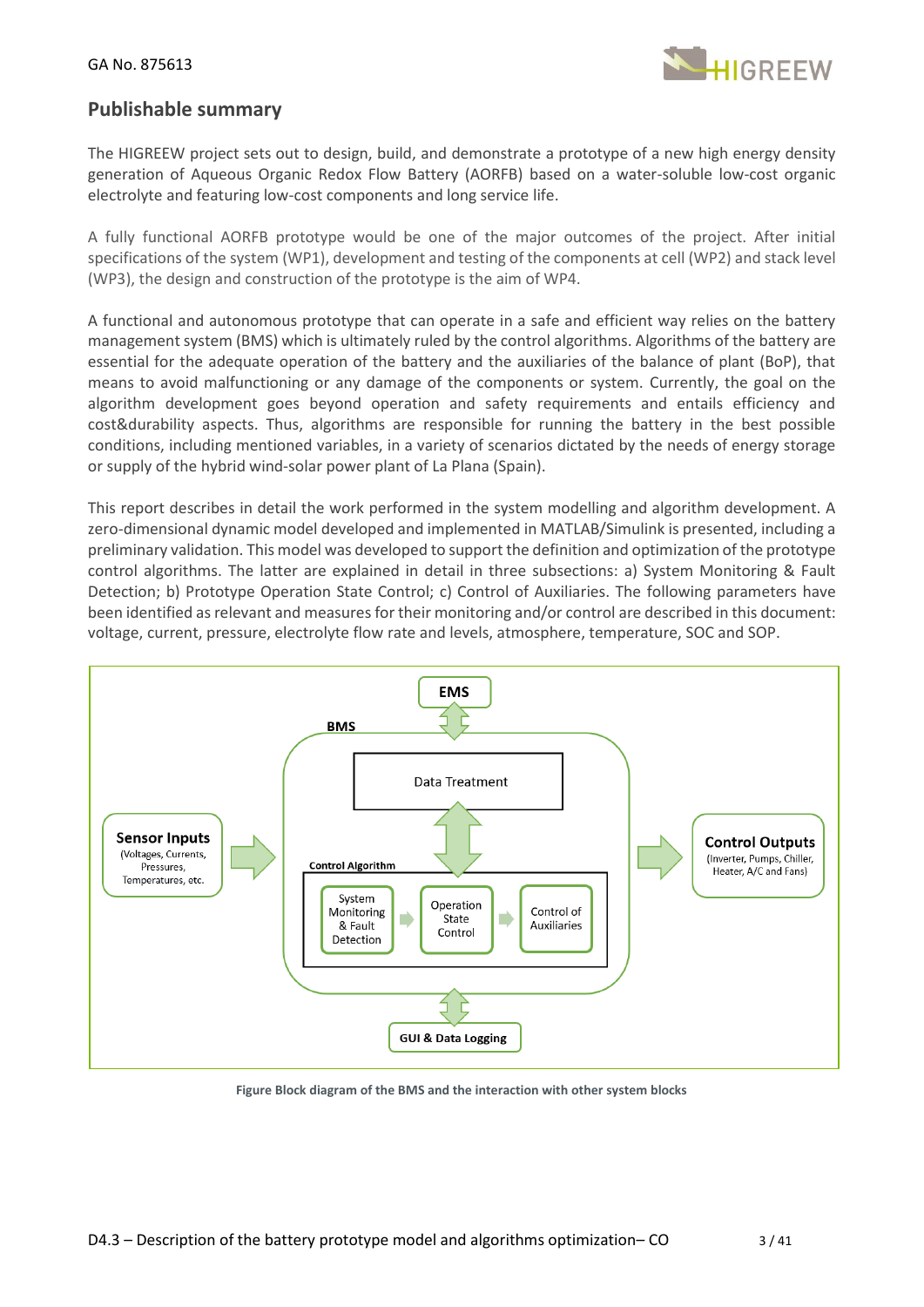## Publishable summary

The HIGREEW project sets out to design, build, and demonstrate a prototype of a new high energy density generation of Aqueous Organic Redox Flow Battery (AORFB) based on a water-soluble low-cost organic electrolyte and featuring low-cost components and long service life.

A fully functional AORFB prototype would be one of the major outcomes of the project. After initial specifications of the system (WP1), development and testing of the components at cell (WP2) and stack level (WP3), the design and construction of the prototype is the aim of WP4.

A functional and autonomous prototype that can operate in a safe and efficient way relies on the battery management system (BMS) which is ultimately ruled by the control algorithms. Algorithms of the battery are essential for the adequate operation of the battery and the auxiliaries of the balance of plant (BoP), that means to avoid malfunctioning or any damage of the components or system. Currently, the goal on the algorithm development goes beyond operation and safety requirements and entails efficiency and cost&durability aspects. Thus, algorithms are responsible for running the battery in the best possible conditions, including mentioned variables, in a variety of scenarios dictated by the needs of energy storage or supply of the hybrid wind-solar power plant of La Plana (Spain).

This report describes in detail the work performed in the system modelling and algorithm development. A zero-dimensional dynamic model developed and implemented in MATLAB/Simulink is presented, including a preliminary validation. This model was developed to support the definition and optimization of the prototype control algorithms. The latter are explained in detail in three subsections: a) System Monitoring & Fault Detection; b) Prototype Operation State Control; c) Control of Auxiliaries. The following parameters have been identified as relevant and measures for their monitoring and/or control are described in this document: voltage, current, pressure, electrolyte flow rate and levels, atmosphere, temperature, SOC and SOP.

EMS

BMS

Data Treatment

Sensor Inputs
(Voltages, Currents, Pressures, Temperatures, etc.

Control Algorithm

System Monitoring & Fault Detection

Operation State Control

Control of Auxiliaries

Control Outputs
(Inverter, Pumps, Chiller, Heater, A/C and Fans)

GUI & Data Logging

**Figure Block diagram of the BMS and the interaction with other system blocks**